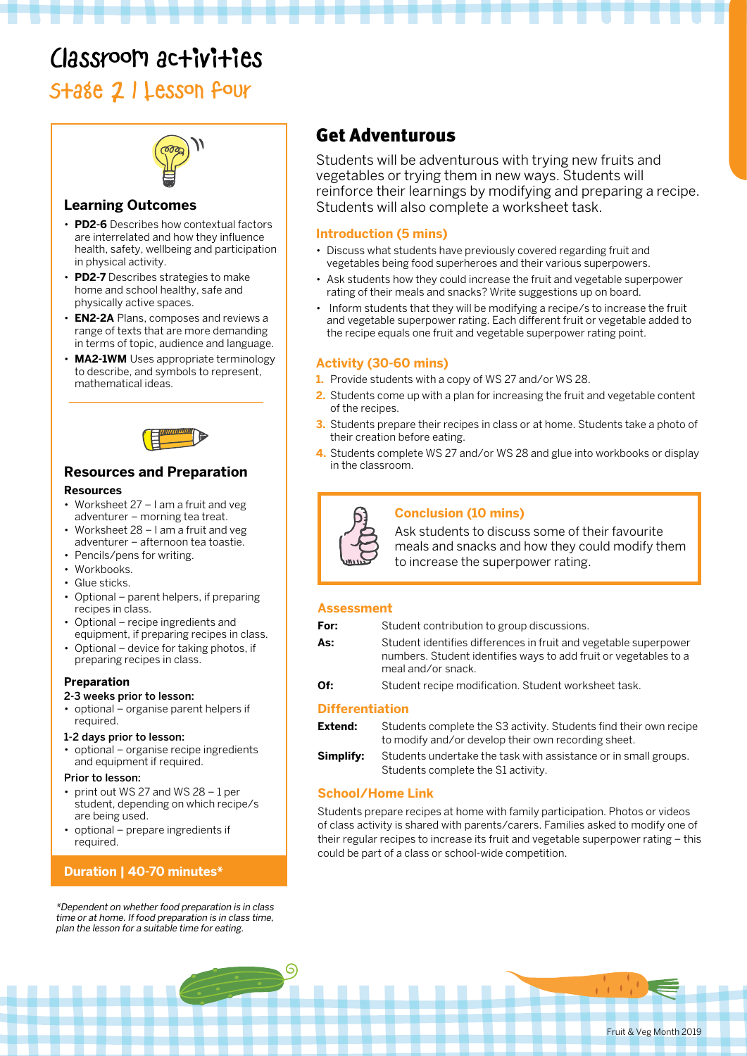# Classroom activities

## Stage 2 | Lesson four

### Learning Outcomes

- **PD2-6** Describes how contextual factors are interrelated and how they influence health, safety, wellbeing and participation in physical activity.
- **PD2-7** Describes strategies to make home and school healthy, safe and physically active spaces.
- **EN2-2A** Plans, composes and reviews a range of texts that are more demanding in terms of topic, audience and language.
- **MA2-1WM** Uses appropriate terminology to describe, and symbols to represent, mathematical ideas.

### Resources and Preparation

**Resources**

- Worksheet 27 – I am a fruit and veg adventurer – morning tea treat.
- Worksheet 28 – I am a fruit and veg adventurer – afternoon tea toastie.
- Pencils/pens for writing.
- Workbooks.
- Glue sticks.
- Optional – parent helpers, if preparing recipes in class.
- Optional – recipe ingredients and equipment, if preparing recipes in class.
- Optional – device for taking photos, if preparing recipes in class.

**Preparation**

**2-3 weeks prior to lesson:**

- optional – organise parent helpers if required.

**1-2 days prior to lesson:**

- optional – organise recipe ingredients and equipment if required.

**Prior to lesson:**

- print out WS 27 and WS 28 – 1 per student, depending on which recipe/s are being used.
- optional – prepare ingredients if required.

**Duration | 40-70 minutes***

*Dependent on whether food preparation is in class time or at home. If food preparation is in class time, plan the lesson for a suitable time for eating.*

## Get Adventurous

Students will be adventurous with trying new fruits and vegetables or trying them in new ways. Students will reinforce their learnings by modifying and preparing a recipe. Students will also complete a worksheet task.

### Introduction (5 mins)

- Discuss what students have previously covered regarding fruit and vegetables being food superheroes and their various superpowers.
- Ask students how they could increase the fruit and vegetable superpower rating of their meals and snacks? Write suggestions up on board.
- Inform students that they will be modifying a recipe/s to increase the fruit and vegetable superpower rating. Each different fruit or vegetable added to the recipe equals one fruit and vegetable superpower rating point.

### Activity (30-60 mins)

1. Provide students with a copy of WS 27 and/or WS 28.
2. Students come up with a plan for increasing the fruit and vegetable content of the recipes.
3. Students prepare their recipes in class or at home. Students take a photo of their creation before eating.
4. Students complete WS 27 and/or WS 28 and glue into workbooks or display in the classroom.

### Conclusion (10 mins)

Ask students to discuss some of their favourite meals and snacks and how they could modify them to increase the superpower rating.

### Assessment

**For:** Student contribution to group discussions.

**As:** Student identifies differences in fruit and vegetable superpower numbers. Student identifies ways to add fruit or vegetables to a meal and/or snack.

**Of:** Student recipe modification. Student worksheet task.

### Differentiation

**Extend:** Students complete the S3 activity. Students find their own recipe to modify and/or develop their own recording sheet.

**Simplify:** Students undertake the task with assistance or in small groups. Students complete the S1 activity.

### School/Home Link

Students prepare recipes at home with family participation. Photos or videos of class activity is shared with parents/carers. Families asked to modify one of their regular recipes to increase its fruit and vegetable superpower rating – this could be part of a class or school-wide competition.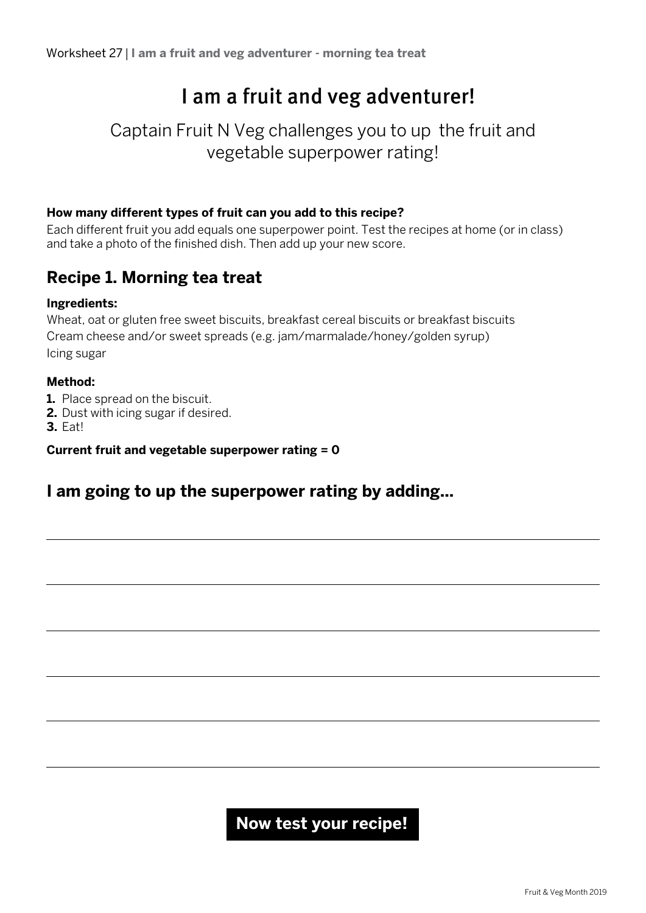# I am a fruit and veg adventurer!

Captain Fruit N Veg challenges you to up the fruit and vegetable superpower rating!

**How many different types of fruit can you add to this recipe?**

Each different fruit you add equals one superpower point. Test the recipes at home (or in class) and take a photo of the finished dish. Then add up your new score.

## Recipe 1. Morning tea treat

**Ingredients:**

Wheat, oat or gluten free sweet biscuits, breakfast cereal biscuits or breakfast biscuits
Cream cheese and/or sweet spreads (e.g. jam/marmalade/honey/golden syrup)
Icing sugar

**Method:**

1. Place spread on the biscuit.
2. Dust with icing sugar if desired.
3. Eat!

**Current fruit and vegetable superpower rating = 0**

## I am going to up the superpower rating by adding...

______________________________________________

______________________________________________

______________________________________________

______________________________________________

______________________________________________

______________________________________________

**Now test your recipe!**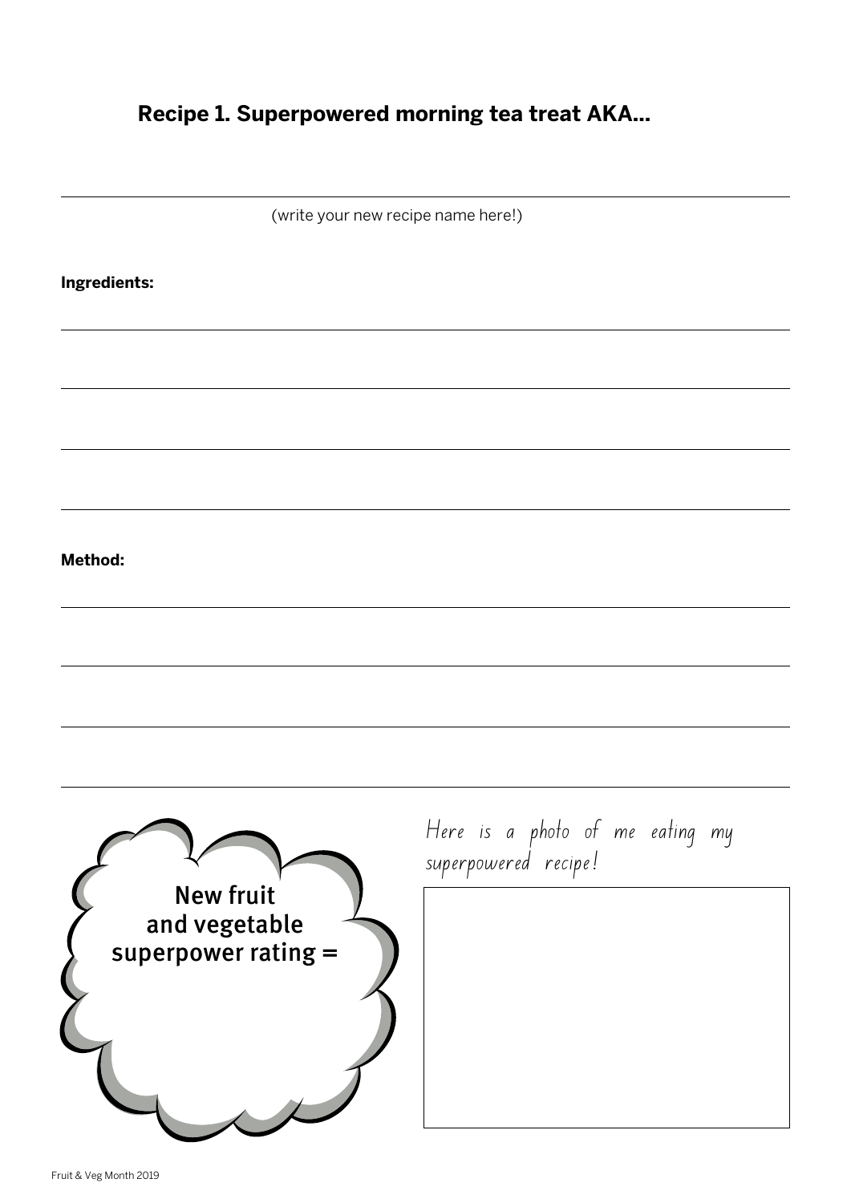## Recipe 1. Superpowered morning tea treat AKA...

(write your new recipe name here!)

**Ingredients:**

**Method:**

New fruit and vegetable superpower rating =

Here is a photo of me eating my superpowered recipe!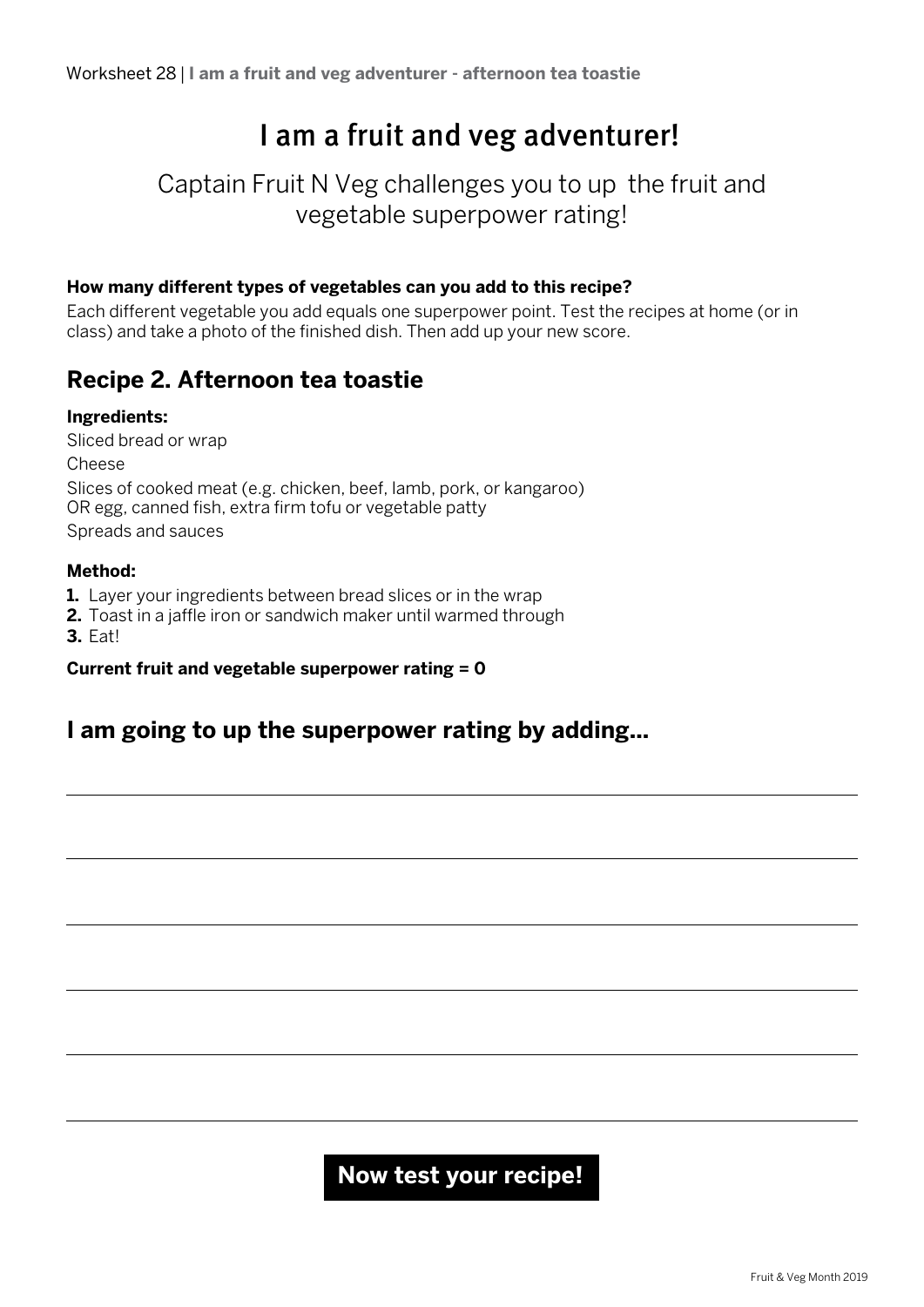# I am a fruit and veg adventurer!

Captain Fruit N Veg challenges you to up the fruit and vegetable superpower rating!

**How many different types of vegetables can you add to this recipe?**

Each different vegetable you add equals one superpower point. Test the recipes at home (or in class) and take a photo of the finished dish. Then add up your new score.

## Recipe 2. Afternoon tea toastie

**Ingredients:**

Sliced bread or wrap

Cheese

Slices of cooked meat (e.g. chicken, beef, lamb, pork, or kangaroo)
OR egg, canned fish, extra firm tofu or vegetable patty

Spreads and sauces

**Method:**

1. Layer your ingredients between bread slices or in the wrap
2. Toast in a jaffle iron or sandwich maker until warmed through
3. Eat!

**Current fruit and vegetable superpower rating = 0**

## I am going to up the superpower rating by adding...

______________________________________________

______________________________________________

______________________________________________

______________________________________________

______________________________________________

______________________________________________

**Now test your recipe!**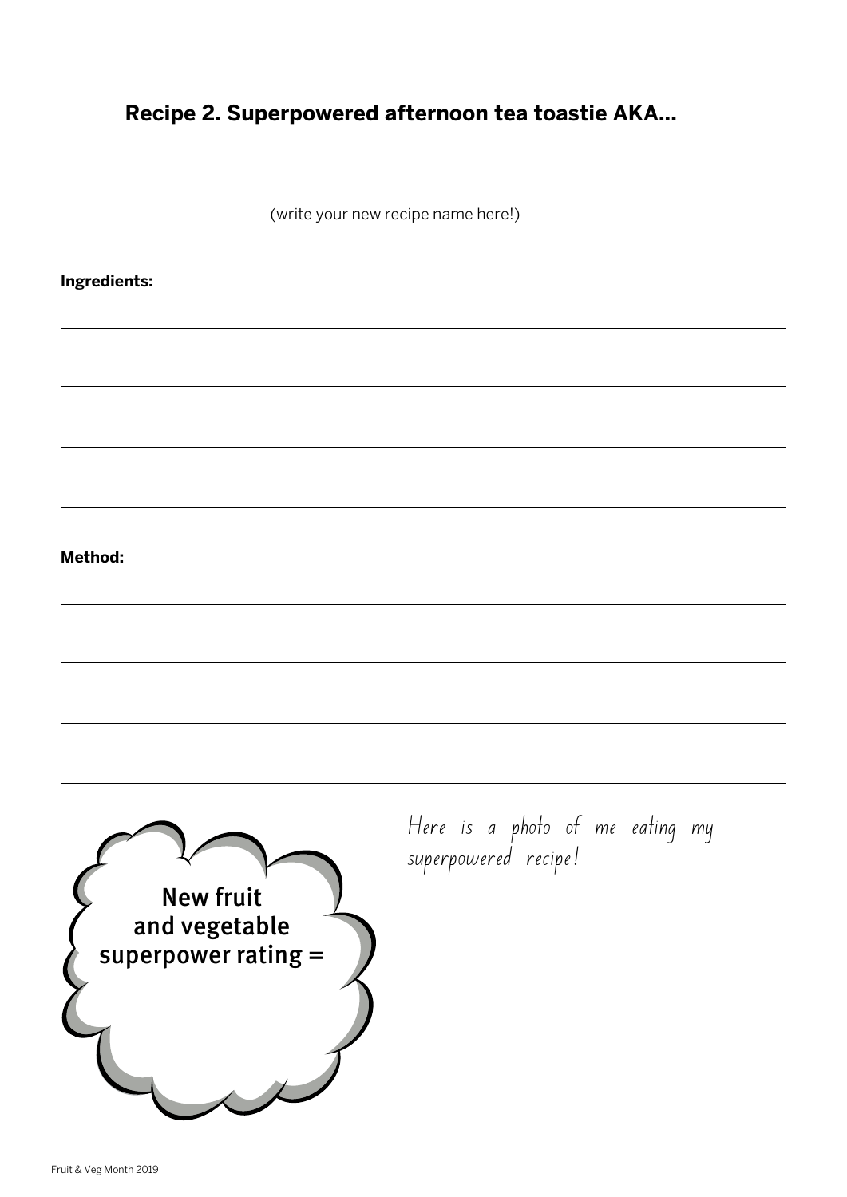**Recipe 2. Superpowered afternoon tea toastie AKA...**

(write your new recipe name here!)

**Ingredients:**

**Method:**

New fruit and vegetable superpower rating =

Here is a photo of me eating my superpowered recipe!